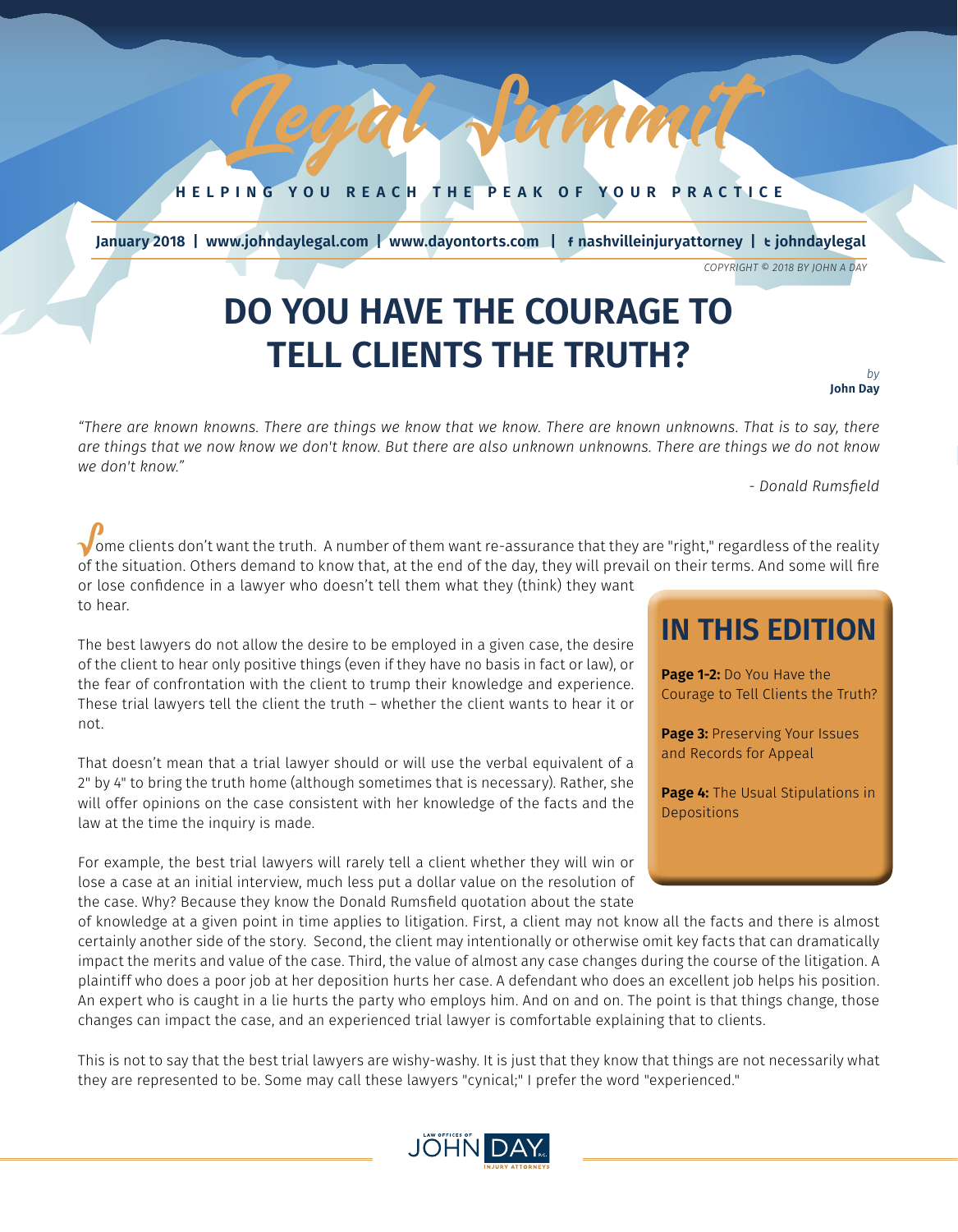# Legal Summit

HELPING YOU REACH THE PEAK OF YOUR PRACTICE

January 2018 | www.johndaylegal.com | www.dayontorts.com | nashvilleinjuryattorney | johndaylegal

COPYRIGHT © 2018 BY JOHN A DAY

# DO YOU HAVE THE COURAGE TO TELL CLIENTS THE TRUTH?

*by*
**John Day**

*"There are known knowns. There are things we know that we know. There are known unknowns. That is to say, there are things that we now know we don't know. But there are also unknown unknowns. There are things we do not know we don't know."*

*- Donald Rumsfield*

Some clients don't want the truth. A number of them want re-assurance that they are "right," regardless of the reality of the situation. Others demand to know that, at the end of the day, they will prevail on their terms. And some will fire or lose confidence in a lawyer who doesn't tell them what they (think) they want to hear.

The best lawyers do not allow the desire to be employed in a given case, the desire of the client to hear only positive things (even if they have no basis in fact or law), or the fear of confrontation with the client to trump their knowledge and experience. These trial lawyers tell the client the truth – whether the client wants to hear it or not.

That doesn't mean that a trial lawyer should or will use the verbal equivalent of a 2" by 4" to bring the truth home (although sometimes that is necessary). Rather, she will offer opinions on the case consistent with her knowledge of the facts and the law at the time the inquiry is made.

For example, the best trial lawyers will rarely tell a client whether they will win or lose a case at an initial interview, much less put a dollar value on the resolution of the case. Why? Because they know the Donald Rumsfield quotation about the state of knowledge at a given point in time applies to litigation. First, a client may not know all the facts and there is almost certainly another side of the story. Second, the client may intentionally or otherwise omit key facts that can dramatically impact the merits and value of the case. Third, the value of almost any case changes during the course of the litigation. A plaintiff who does a poor job at her deposition hurts her case. A defendant who does an excellent job helps his position. An expert who is caught in a lie hurts the party who employs him. And on and on. The point is that things change, those changes can impact the case, and an experienced trial lawyer is comfortable explaining that to clients.

This is not to say that the best trial lawyers are wishy-washy. It is just that they know that things are not necessarily what they are represented to be. Some may call these lawyers "cynical;" I prefer the word "experienced."

## IN THIS EDITION

**Page 1-2:** Do You Have the Courage to Tell Clients the Truth?

**Page 3:** Preserving Your Issues and Records for Appeal

**Page 4:** The Usual Stipulations in Depositions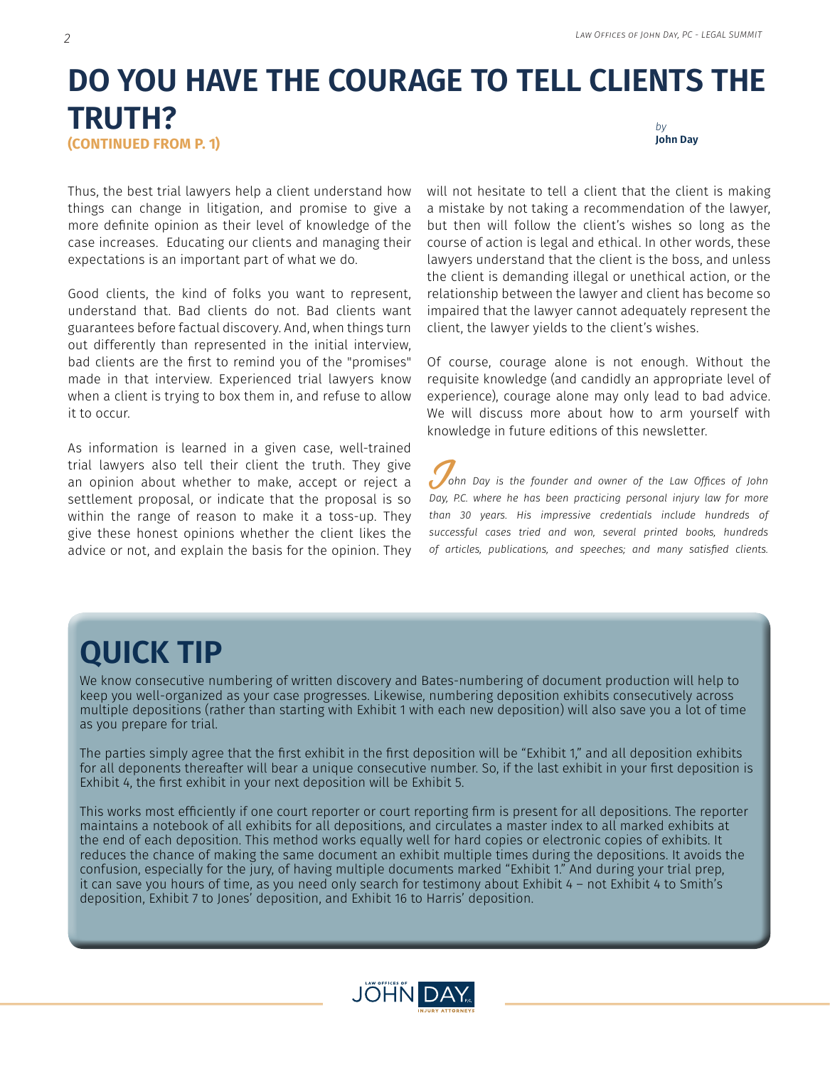# DO YOU HAVE THE COURAGE TO TELL CLIENTS THE TRUTH?

**(CONTINUED FROM P. 1)**

*by* **John Day**

Thus, the best trial lawyers help a client understand how things can change in litigation, and promise to give a more definite opinion as their level of knowledge of the case increases. Educating our clients and managing their expectations is an important part of what we do.

Good clients, the kind of folks you want to represent, understand that. Bad clients do not. Bad clients want guarantees before factual discovery. And, when things turn out differently than represented in the initial interview, bad clients are the first to remind you of the "promises" made in that interview. Experienced trial lawyers know when a client is trying to box them in, and refuse to allow it to occur.

As information is learned in a given case, well-trained trial lawyers also tell their client the truth. They give an opinion about whether to make, accept or reject a settlement proposal, or indicate that the proposal is so within the range of reason to make it a toss-up. They give these honest opinions whether the client likes the advice or not, and explain the basis for the opinion. They will not hesitate to tell a client that the client is making a mistake by not taking a recommendation of the lawyer, but then will follow the client's wishes so long as the course of action is legal and ethical. In other words, these lawyers understand that the client is the boss, and unless the client is demanding illegal or unethical action, or the relationship between the lawyer and client has become so impaired that the lawyer cannot adequately represent the client, the lawyer yields to the client's wishes.

Of course, courage alone is not enough. Without the requisite knowledge (and candidly an appropriate level of experience), courage alone may only lead to bad advice. We will discuss more about how to arm yourself with knowledge in future editions of this newsletter.

*John Day is the founder and owner of the Law Offices of John Day, P.C. where he has been practicing personal injury law for more than 30 years. His impressive credentials include hundreds of successful cases tried and won, several printed books, hundreds of articles, publications, and speeches; and many satisfied clients.*

## QUICK TIP

We know consecutive numbering of written discovery and Bates-numbering of document production will help to keep you well-organized as your case progresses. Likewise, numbering deposition exhibits consecutively across multiple depositions (rather than starting with Exhibit 1 with each new deposition) will also save you a lot of time as you prepare for trial.

The parties simply agree that the first exhibit in the first deposition will be "Exhibit 1," and all deposition exhibits for all deponents thereafter will bear a unique consecutive number. So, if the last exhibit in your first deposition is Exhibit 4, the first exhibit in your next deposition will be Exhibit 5.

This works most efficiently if one court reporter or court reporting firm is present for all depositions. The reporter maintains a notebook of all exhibits for all depositions, and circulates a master index to all marked exhibits at the end of each deposition. This method works equally well for hard copies or electronic copies of exhibits. It reduces the chance of making the same document an exhibit multiple times during the depositions. It avoids the confusion, especially for the jury, of having multiple documents marked "Exhibit 1." And during your trial prep, it can save you hours of time, as you need only search for testimony about Exhibit 4 – not Exhibit 4 to Smith's deposition, Exhibit 7 to Jones' deposition, and Exhibit 16 to Harris' deposition.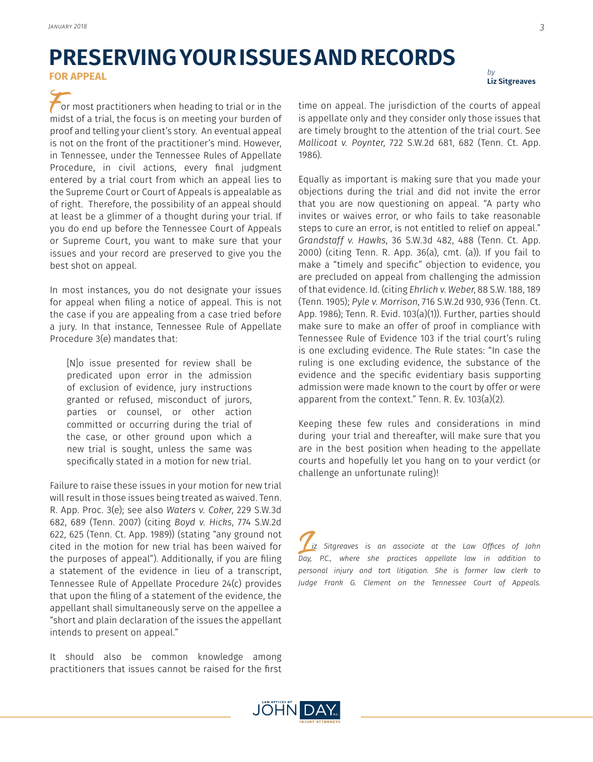# PRESERVING YOUR ISSUES AND RECORDS

**FOR APPEAL**

*by* **Liz Sitgreaves**

For most practitioners when heading to trial or in the midst of a trial, the focus is on meeting your burden of proof and telling your client's story. An eventual appeal is not on the front of the practitioner's mind. However, in Tennessee, under the Tennessee Rules of Appellate Procedure, in civil actions, every final judgment entered by a trial court from which an appeal lies to the Supreme Court or Court of Appeals is appealable as of right. Therefore, the possibility of an appeal should at least be a glimmer of a thought during your trial. If you do end up before the Tennessee Court of Appeals or Supreme Court, you want to make sure that your issues and your record are preserved to give you the best shot on appeal.

In most instances, you do not designate your issues for appeal when filing a notice of appeal. This is not the case if you are appealing from a case tried before a jury. In that instance, Tennessee Rule of Appellate Procedure 3(e) mandates that:

> [N]o issue presented for review shall be predicated upon error in the admission of exclusion of evidence, jury instructions granted or refused, misconduct of jurors, parties or counsel, or other action committed or occurring during the trial of the case, or other ground upon which a new trial is sought, unless the same was specifically stated in a motion for new trial.

Failure to raise these issues in your motion for new trial will result in those issues being treated as waived. Tenn. R. App. Proc. 3(e); see also *Waters v. Coker*, 229 S.W.3d 682, 689 (Tenn. 2007) (citing *Boyd v. Hicks*, 774 S.W.2d 622, 625 (Tenn. Ct. App. 1989)) (stating "any ground not cited in the motion for new trial has been waived for the purposes of appeal"). Additionally, if you are filing a statement of the evidence in lieu of a transcript, Tennessee Rule of Appellate Procedure 24(c) provides that upon the filing of a statement of the evidence, the appellant shall simultaneously serve on the appellee a "short and plain declaration of the issues the appellant intends to present on appeal."

It should also be common knowledge among practitioners that issues cannot be raised for the first time on appeal. The jurisdiction of the courts of appeal is appellate only and they consider only those issues that are timely brought to the attention of the trial court. See *Mallicoat v. Poynter*, 722 S.W.2d 681, 682 (Tenn. Ct. App. 1986).

Equally as important is making sure that you made your objections during the trial and did not invite the error that you are now questioning on appeal. "A party who invites or waives error, or who fails to take reasonable steps to cure an error, is not entitled to relief on appeal." *Grandstaff v. Hawks*, 36 S.W.3d 482, 488 (Tenn. Ct. App. 2000) (citing Tenn. R. App. 36(a), cmt. (a)). If you fail to make a "timely and specific" objection to evidence, you are precluded on appeal from challenging the admission of that evidence. Id. (citing *Ehrlich v. Weber*, 88 S.W. 188, 189 (Tenn. 1905); *Pyle v. Morrison*, 716 S.W.2d 930, 936 (Tenn. Ct. App. 1986); Tenn. R. Evid. 103(a)(1)). Further, parties should make sure to make an offer of proof in compliance with Tennessee Rule of Evidence 103 if the trial court's ruling is one excluding evidence. The Rule states: "In case the ruling is one excluding evidence, the substance of the evidence and the specific evidentiary basis supporting admission were made known to the court by offer or were apparent from the context." Tenn. R. Ev. 103(a)(2).

Keeping these few rules and considerations in mind during your trial and thereafter, will make sure that you are in the best position when heading to the appellate courts and hopefully let you hang on to your verdict (or challenge an unfortunate ruling)!

*Liz Sitgreaves is an associate at the Law Offices of John Day, P.C., where she practices appellate law in addition to personal injury and tort litigation. She is former law clerk to Judge Frank G. Clement on the Tennessee Court of Appeals.*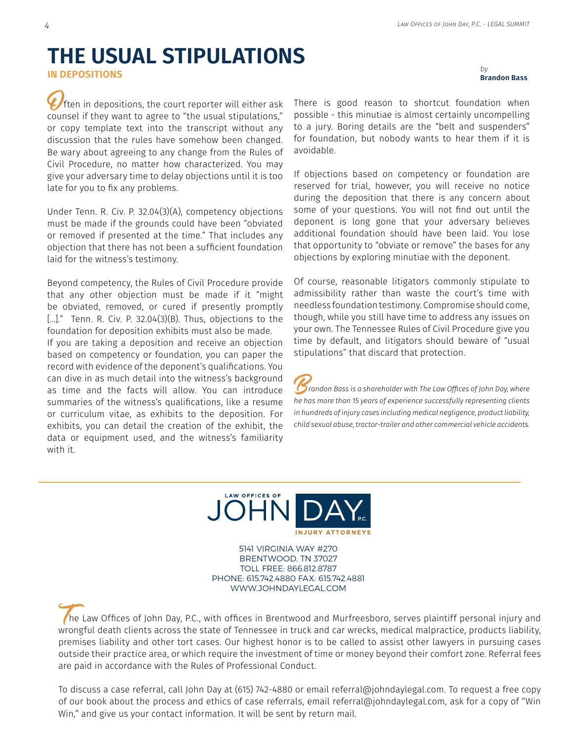# THE USUAL STIPULATIONS

## IN DEPOSITIONS

*by*
**Brandon Bass**

Often in depositions, the court reporter will either ask counsel if they want to agree to "the usual stipulations," or copy template text into the transcript without any discussion that the rules have somehow been changed. Be wary about agreeing to any change from the Rules of Civil Procedure, no matter how characterized. You may give your adversary time to delay objections until it is too late for you to fix any problems.

Under Tenn. R. Civ. P. 32.04(3)(A), competency objections must be made if the grounds could have been "obviated or removed if presented at the time." That includes any objection that there has not been a sufficient foundation laid for the witness's testimony.

Beyond competency, the Rules of Civil Procedure provide that any other objection must be made if it "might be obviated, removed, or cured if presently promptly […]." Tenn. R. Civ. P. 32.04(3)(B). Thus, objections to the foundation for deposition exhibits must also be made.

If you are taking a deposition and receive an objection based on competency or foundation, you can paper the record with evidence of the deponent's qualifications. You can dive in as much detail into the witness's background as time and the facts will allow. You can introduce summaries of the witness's qualifications, like a resume or curriculum vitae, as exhibits to the deposition. For exhibits, you can detail the creation of the exhibit, the data or equipment used, and the witness's familiarity with it.

There is good reason to shortcut foundation when possible - this minutiae is almost certainly uncompelling to a jury. Boring details are the "belt and suspenders" for foundation, but nobody wants to hear them if it is avoidable.

If objections based on competency or foundation are reserved for trial, however, you will receive no notice during the deposition that there is any concern about some of your questions. You will not find out until the deponent is long gone that your adversary believes additional foundation should have been laid. You lose that opportunity to "obviate or remove" the bases for any objections by exploring minutiae with the deponent.

Of course, reasonable litigators commonly stipulate to admissibility rather than waste the court's time with needless foundation testimony. Compromise should come, though, while you still have time to address any issues on your own. The Tennessee Rules of Civil Procedure give you time by default, and litigators should beware of "usual stipulations" that discard that protection.

*Brandon Bass is a shareholder with The Law Offices of John Day, where he has more than 15 years of experience successfully representing clients in hundreds of injury cases including medical negligence, product liability, child sexual abuse, tractor-trailer and other commercial vehicle accidents.*

---

LAW OFFICES OF JOHN DAY P.C.
INJURY ATTORNEYS

5141 VIRGINIA WAY #270
BRENTWOOD, TN 37027
TOLL FREE: 866.812.8787
PHONE: 615.742.4880 FAX: 615.742.4881
WWW.JOHNDAYLEGAL.COM

The Law Offices of John Day, P.C., with offices in Brentwood and Murfreesboro, serves plaintiff personal injury and wrongful death clients across the state of Tennessee in truck and car wrecks, medical malpractice, products liability, premises liability and other tort cases. Our highest honor is to be called to assist other lawyers in pursuing cases outside their practice area, or which require the investment of time or money beyond their comfort zone. Referral fees are paid in accordance with the Rules of Professional Conduct.

To discuss a case referral, call John Day at (615) 742-4880 or email referral@johndaylegal.com. To request a free copy of our book about the process and ethics of case referrals, email referral@johndaylegal.com, ask for a copy of "Win Win," and give us your contact information. It will be sent by return mail.